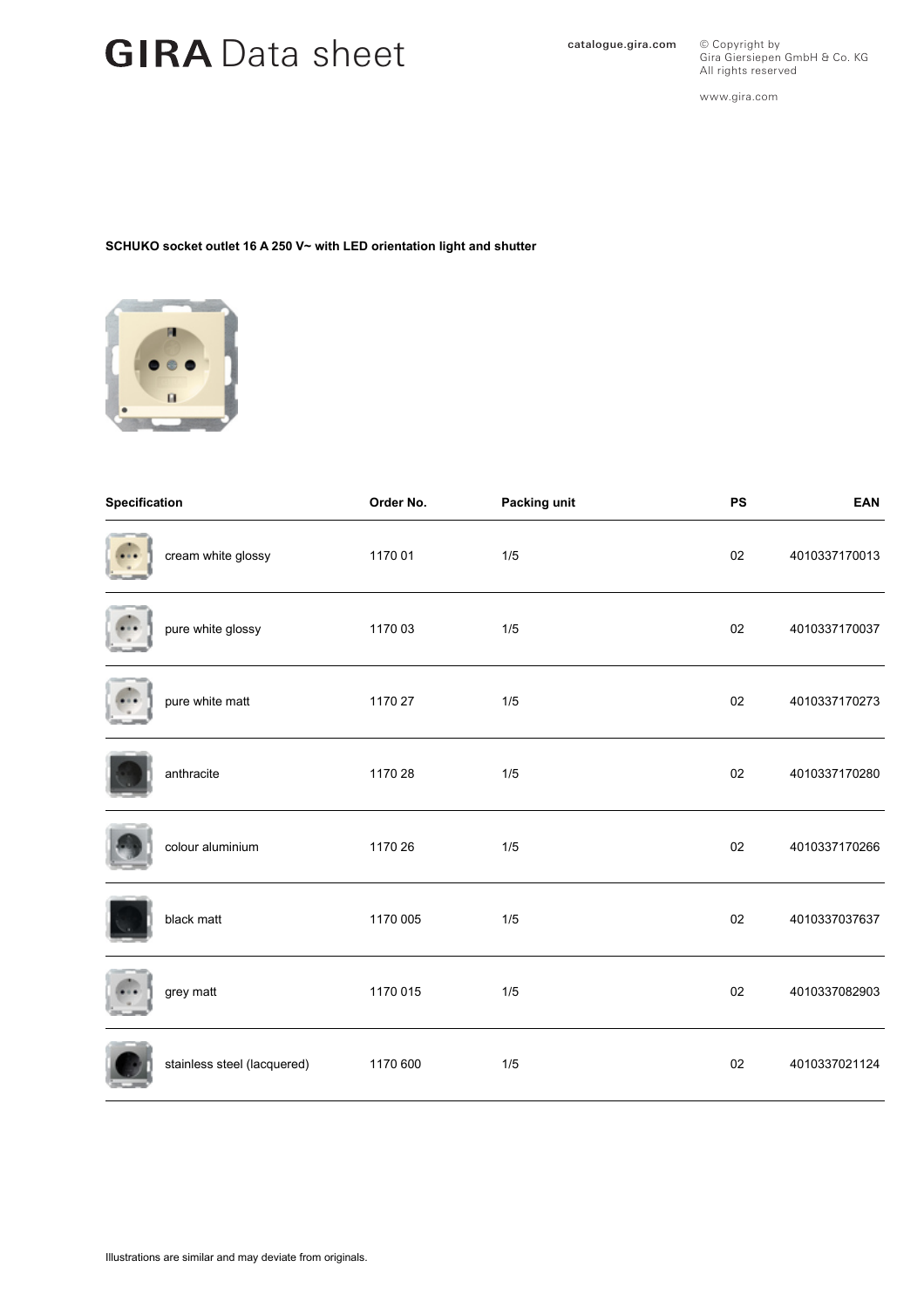# GIRA Data sheet

catalogue.gira.com

© Copyright by
Gira Giersiepen GmbH & Co. KG
All rights reserved

www.gira.com

**SCHUKO socket outlet 16 A 250 V~ with LED orientation light and shutter**

| Specification | Order No. | Packing unit | PS | EAN |
|---|---|---|---|---|
| cream white glossy | 1170 01 | 1/5 | 02 | 4010337170013 |
| pure white glossy | 1170 03 | 1/5 | 02 | 4010337170037 |
| pure white matt | 1170 27 | 1/5 | 02 | 4010337170273 |
| anthracite | 1170 28 | 1/5 | 02 | 4010337170280 |
| colour aluminium | 1170 26 | 1/5 | 02 | 4010337170266 |
| black matt | 1170 005 | 1/5 | 02 | 4010337037637 |
| grey matt | 1170 015 | 1/5 | 02 | 4010337082903 |
| stainless steel (lacquered) | 1170 600 | 1/5 | 02 | 4010337021124 |

Illustrations are similar and may deviate from originals.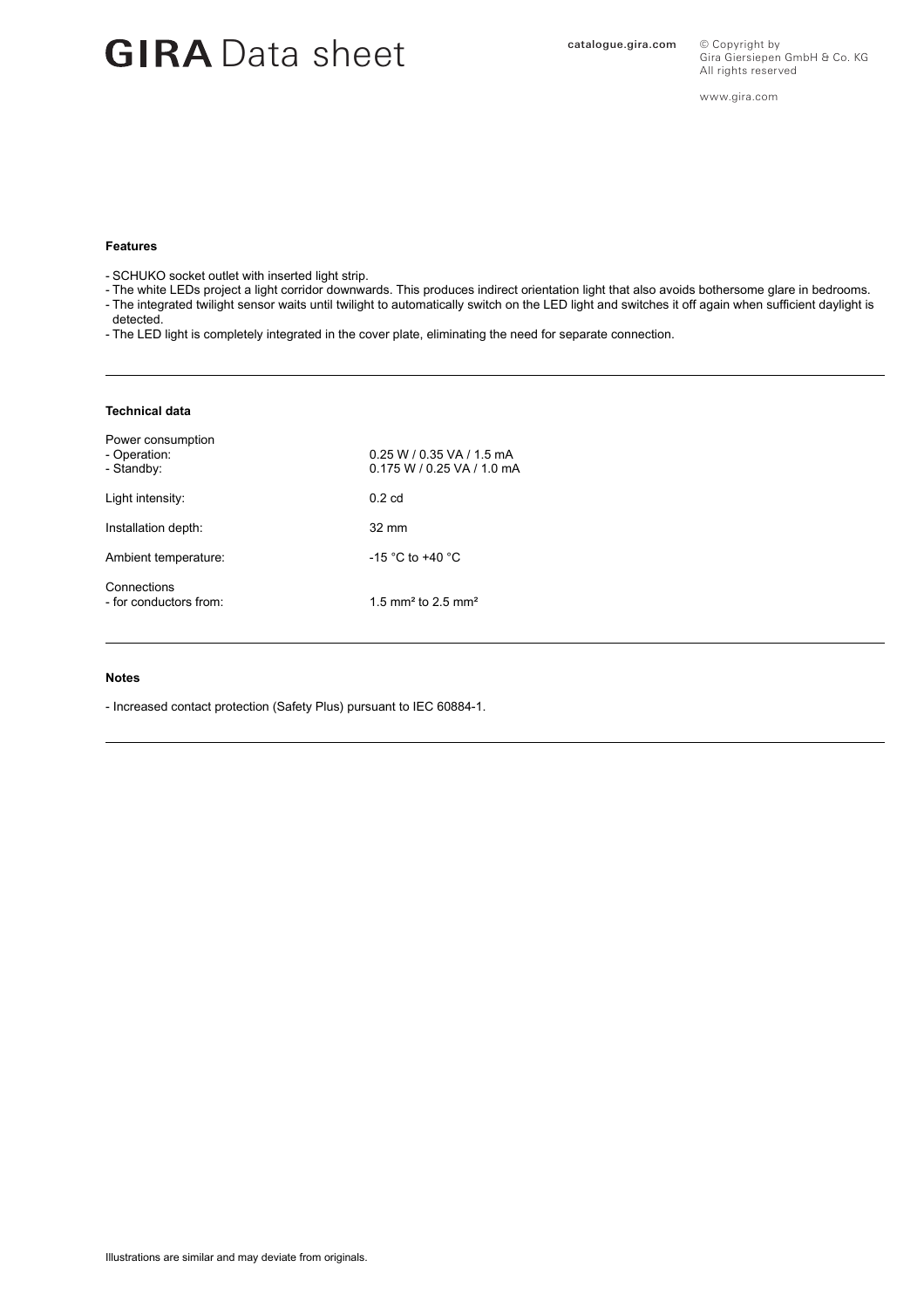### Features

- SCHUKO socket outlet with inserted light strip.
- The white LEDs project a light corridor downwards. This produces indirect orientation light that also avoids bothersome glare in bedrooms.
- The integrated twilight sensor waits until twilight to automatically switch on the LED light and switches it off again when sufficient daylight is detected.
- The LED light is completely integrated in the cover plate, eliminating the need for separate connection.

---

### Technical data

| | |
|---|---|
| Power consumption | |
| - Operation: | 0.25 W / 0.35 VA / 1.5 mA |
| - Standby: | 0.175 W / 0.25 VA / 1.0 mA |
| Light intensity: | 0.2 cd |
| Installation depth: | 32 mm |
| Ambient temperature: | -15 °C to +40 °C |
| Connections | |
| - for conductors from: | 1.5 mm² to 2.5 mm² |

---

### Notes

- Increased contact protection (Safety Plus) pursuant to IEC 60884-1.

---

Illustrations are similar and may deviate from originals.